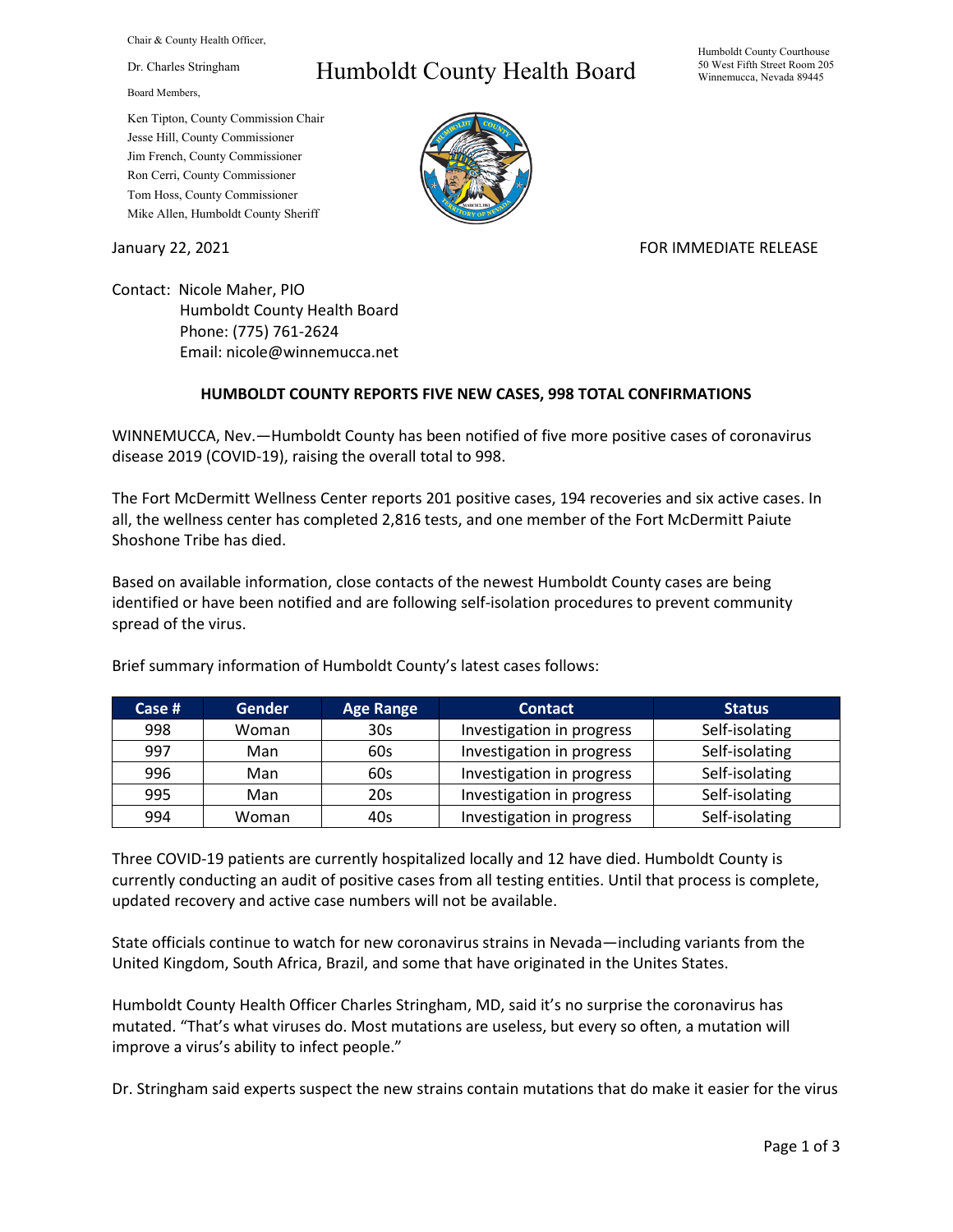Chair & County Health Officer,

Dr. Charles Stringham

Board Members,

Ken Tipton, County Commission Chair
Jesse Hill, County Commissioner
Jim French, County Commissioner
Ron Cerri, County Commissioner
Tom Hoss, County Commissioner
Mike Allen, Humboldt County Sheriff

# Humboldt County Health Board

Humboldt County Courthouse
50 West Fifth Street Room 205
Winnemucca, Nevada 89445

January 22, 2021

FOR IMMEDIATE RELEASE

Contact: Nicole Maher, PIO
Humboldt County Health Board
Phone: (775) 761-2624
Email: nicole@winnemucca.net

**HUMBOLDT COUNTY REPORTS FIVE NEW CASES, 998 TOTAL CONFIRMATIONS**

WINNEMUCCA, Nev.—Humboldt County has been notified of five more positive cases of coronavirus disease 2019 (COVID-19), raising the overall total to 998.

The Fort McDermitt Wellness Center reports 201 positive cases, 194 recoveries and six active cases. In all, the wellness center has completed 2,816 tests, and one member of the Fort McDermitt Paiute Shoshone Tribe has died.

Based on available information, close contacts of the newest Humboldt County cases are being identified or have been notified and are following self-isolation procedures to prevent community spread of the virus.

Brief summary information of Humboldt County's latest cases follows:

| Case # | Gender | Age Range | Contact | Status |
|---|---|---|---|---|
| 998 | Woman | 30s | Investigation in progress | Self-isolating |
| 997 | Man | 60s | Investigation in progress | Self-isolating |
| 996 | Man | 60s | Investigation in progress | Self-isolating |
| 995 | Man | 20s | Investigation in progress | Self-isolating |
| 994 | Woman | 40s | Investigation in progress | Self-isolating |

Three COVID-19 patients are currently hospitalized locally and 12 have died. Humboldt County is currently conducting an audit of positive cases from all testing entities. Until that process is complete, updated recovery and active case numbers will not be available.

State officials continue to watch for new coronavirus strains in Nevada—including variants from the United Kingdom, South Africa, Brazil, and some that have originated in the Unites States.

Humboldt County Health Officer Charles Stringham, MD, said it's no surprise the coronavirus has mutated. "That's what viruses do. Most mutations are useless, but every so often, a mutation will improve a virus's ability to infect people."

Dr. Stringham said experts suspect the new strains contain mutations that do make it easier for the virus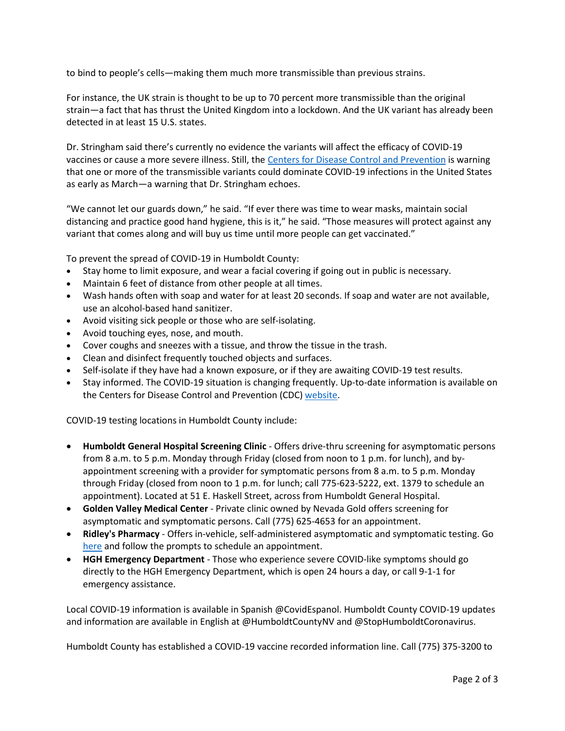to bind to people's cells—making them much more transmissible than previous strains.

For instance, the UK strain is thought to be up to 70 percent more transmissible than the original strain—a fact that has thrust the United Kingdom into a lockdown. And the UK variant has already been detected in at least 15 U.S. states.

Dr. Stringham said there's currently no evidence the variants will affect the efficacy of COVID-19 vaccines or cause a more severe illness. Still, the Centers for Disease Control and Prevention is warning that one or more of the transmissible variants could dominate COVID-19 infections in the United States as early as March—a warning that Dr. Stringham echoes.

"We cannot let our guards down," he said. "If ever there was time to wear masks, maintain social distancing and practice good hand hygiene, this is it," he said. "Those measures will protect against any variant that comes along and will buy us time until more people can get vaccinated."

To prevent the spread of COVID-19 in Humboldt County:

- Stay home to limit exposure, and wear a facial covering if going out in public is necessary.
- Maintain 6 feet of distance from other people at all times.
- Wash hands often with soap and water for at least 20 seconds. If soap and water are not available, use an alcohol-based hand sanitizer.
- Avoid visiting sick people or those who are self-isolating.
- Avoid touching eyes, nose, and mouth.
- Cover coughs and sneezes with a tissue, and throw the tissue in the trash.
- Clean and disinfect frequently touched objects and surfaces.
- Self-isolate if they have had a known exposure, or if they are awaiting COVID-19 test results.
- Stay informed. The COVID-19 situation is changing frequently. Up-to-date information is available on the Centers for Disease Control and Prevention (CDC) website.

COVID-19 testing locations in Humboldt County include:

- **Humboldt General Hospital Screening Clinic** - Offers drive-thru screening for asymptomatic persons from 8 a.m. to 5 p.m. Monday through Friday (closed from noon to 1 p.m. for lunch), and by-appointment screening with a provider for symptomatic persons from 8 a.m. to 5 p.m. Monday through Friday (closed from noon to 1 p.m. for lunch; call 775-623-5222, ext. 1379 to schedule an appointment). Located at 51 E. Haskell Street, across from Humboldt General Hospital.
- **Golden Valley Medical Center** - Private clinic owned by Nevada Gold offers screening for asymptomatic and symptomatic persons. Call (775) 625-4653 for an appointment.
- **Ridley's Pharmacy** - Offers in-vehicle, self-administered asymptomatic and symptomatic testing. Go here and follow the prompts to schedule an appointment.
- **HGH Emergency Department** - Those who experience severe COVID-like symptoms should go directly to the HGH Emergency Department, which is open 24 hours a day, or call 9-1-1 for emergency assistance.

Local COVID-19 information is available in Spanish @CovidEspanol. Humboldt County COVID-19 updates and information are available in English at @HumboldtCountyNV and @StopHumboldtCoronavirus.

Humboldt County has established a COVID-19 vaccine recorded information line. Call (775) 375-3200 to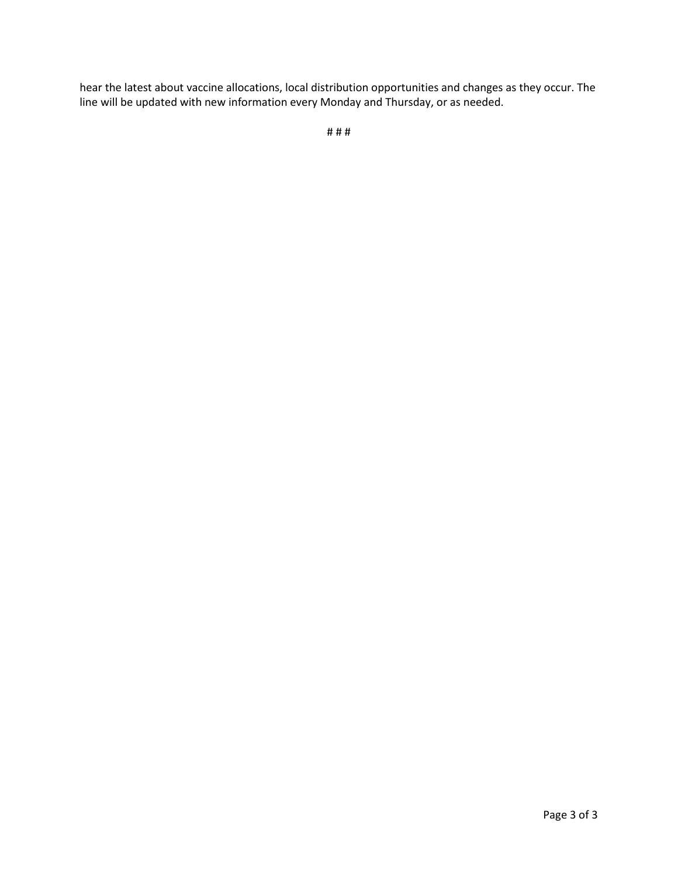hear the latest about vaccine allocations, local distribution opportunities and changes as they occur. The line will be updated with new information every Monday and Thursday, or as needed.

# # #